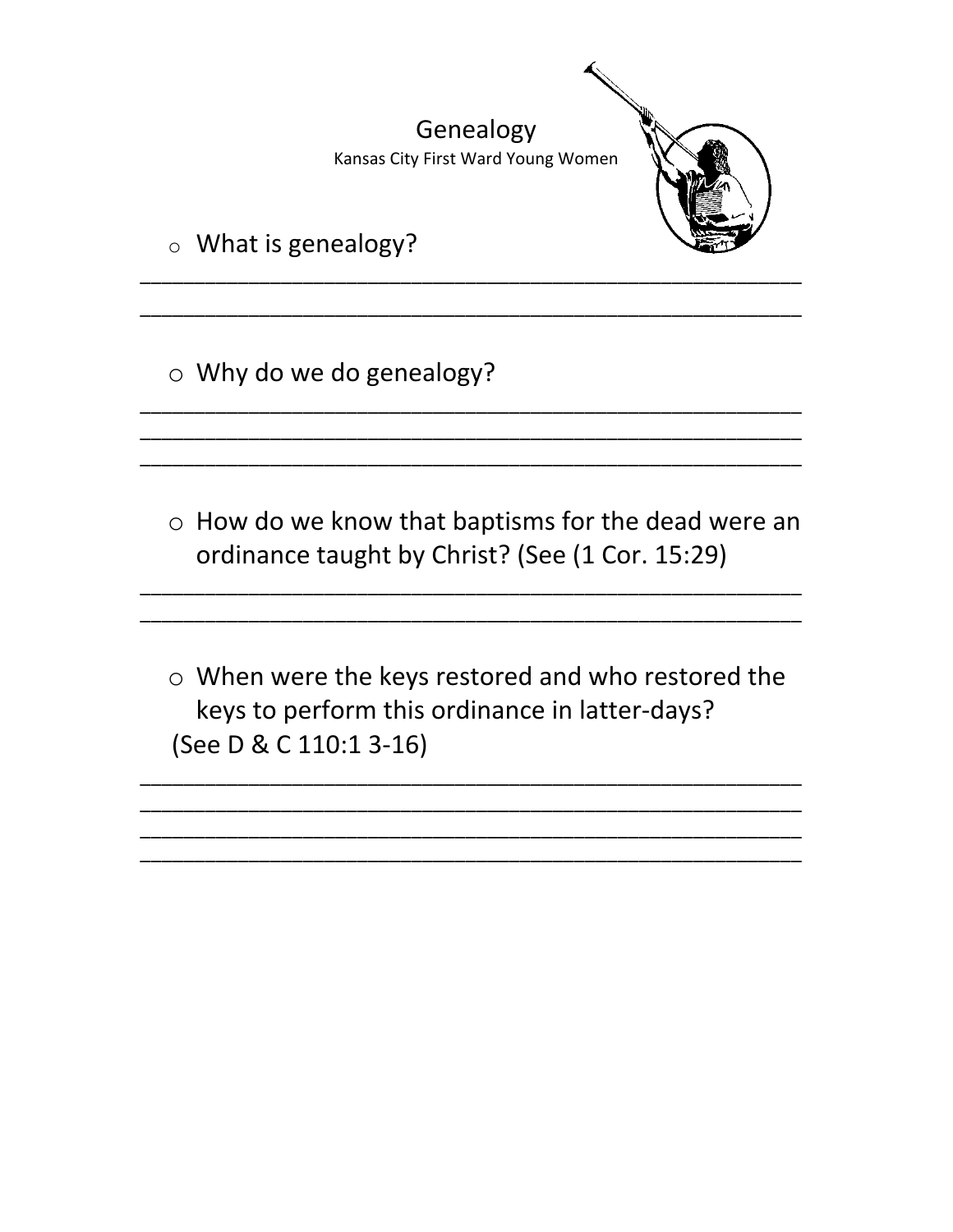# Genealogy

Kansas City First Ward Young Women

- What is genealogy?

\_\_\_\_\_\_\_\_\_\_\_\_\_\_\_\_\_\_\_\_\_\_\_\_\_\_\_\_\_\_\_\_\_\_\_\_\_\_\_\_\_\_\_\_\_\_\_\_

\_\_\_\_\_\_\_\_\_\_\_\_\_\_\_\_\_\_\_\_\_\_\_\_\_\_\_\_\_\_\_\_\_\_\_\_\_\_\_\_\_\_\_\_\_\_\_\_

- Why do we do genealogy?

\_\_\_\_\_\_\_\_\_\_\_\_\_\_\_\_\_\_\_\_\_\_\_\_\_\_\_\_\_\_\_\_\_\_\_\_\_\_\_\_\_\_\_\_\_\_\_\_

\_\_\_\_\_\_\_\_\_\_\_\_\_\_\_\_\_\_\_\_\_\_\_\_\_\_\_\_\_\_\_\_\_\_\_\_\_\_\_\_\_\_\_\_\_\_\_\_

\_\_\_\_\_\_\_\_\_\_\_\_\_\_\_\_\_\_\_\_\_\_\_\_\_\_\_\_\_\_\_\_\_\_\_\_\_\_\_\_\_\_\_\_\_\_\_\_

- How do we know that baptisms for the dead were an ordinance taught by Christ? (See (1 Cor. 15:29)

\_\_\_\_\_\_\_\_\_\_\_\_\_\_\_\_\_\_\_\_\_\_\_\_\_\_\_\_\_\_\_\_\_\_\_\_\_\_\_\_\_\_\_\_\_\_\_\_

\_\_\_\_\_\_\_\_\_\_\_\_\_\_\_\_\_\_\_\_\_\_\_\_\_\_\_\_\_\_\_\_\_\_\_\_\_\_\_\_\_\_\_\_\_\_\_\_

- When were the keys restored and who restored the keys to perform this ordinance in latter-days? (See D & C 110:1 3-16)

\_\_\_\_\_\_\_\_\_\_\_\_\_\_\_\_\_\_\_\_\_\_\_\_\_\_\_\_\_\_\_\_\_\_\_\_\_\_\_\_\_\_\_\_\_\_\_\_

\_\_\_\_\_\_\_\_\_\_\_\_\_\_\_\_\_\_\_\_\_\_\_\_\_\_\_\_\_\_\_\_\_\_\_\_\_\_\_\_\_\_\_\_\_\_\_\_

\_\_\_\_\_\_\_\_\_\_\_\_\_\_\_\_\_\_\_\_\_\_\_\_\_\_\_\_\_\_\_\_\_\_\_\_\_\_\_\_\_\_\_\_\_\_\_\_

\_\_\_\_\_\_\_\_\_\_\_\_\_\_\_\_\_\_\_\_\_\_\_\_\_\_\_\_\_\_\_\_\_\_\_\_\_\_\_\_\_\_\_\_\_\_\_\_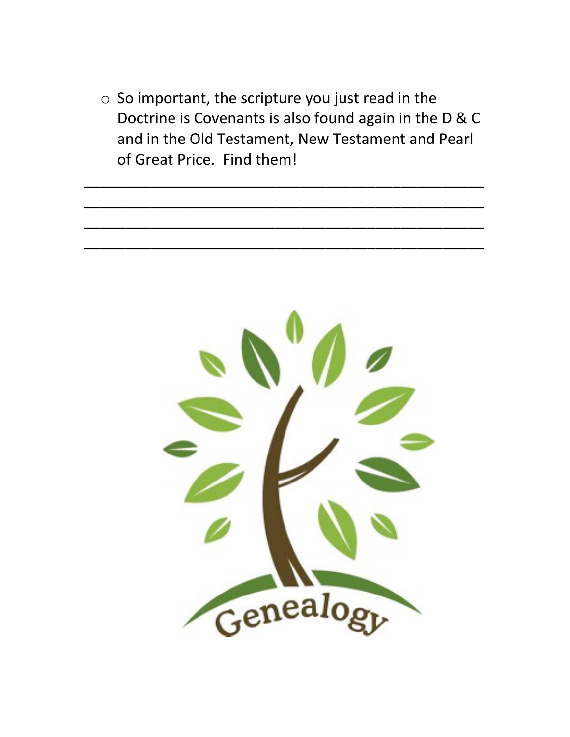- So important, the scripture you just read in the Doctrine is Covenants is also found again in the D & C and in the Old Testament, New Testament and Pearl of Great Price. Find them!

______________________________________________________
______________________________________________________
______________________________________________________
______________________________________________________

Genealogy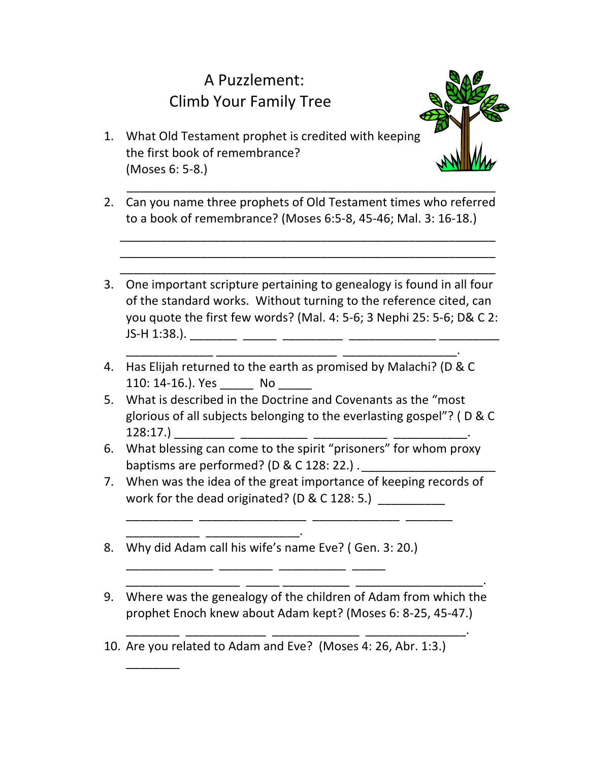# A Puzzlement:
# Climb Your Family Tree

1. What Old Testament prophet is credited with keeping the first book of remembrance? (Moses 6: 5-8.)

   ____________________________________________________

2. Can you name three prophets of Old Testament times who referred to a book of remembrance? (Moses 6:5-8, 45-46; Mal. 3: 16-18.)

   ____________________________________________________

   ____________________________________________________

   ____________________________________________________

3. One important scripture pertaining to genealogy is found in all four of the standard works. Without turning to the reference cited, can you quote the first few words? (Mal. 4: 5-6; 3 Nephi 25: 5-6; D& C 2: JS-H 1:38.). _______ _____ _________ _____________ _________ _____________ _________________ _________________.

4. Has Elijah returned to the earth as promised by Malachi? (D & C 110: 14-16.). Yes _____ No _____

5. What is described in the Doctrine and Covenants as the "most glorious of all subjects belonging to the everlasting gospel"? ( D & C 128:17.) _________ __________ ___________ ___________.

6. What blessing can come to the spirit "prisoners" for whom proxy baptisms are performed? (D & C 128: 22.) . ____________________

7. When was the idea of the great importance of keeping records of work for the dead originated? (D & C 128: 5.) __________ __________ ________________ _____________ _______ ___________ ______________.

8. Why did Adam call his wife's name Eve? ( Gen. 3: 20.) _____________ ________ __________ _____ _________________ _____ __________ ___________________.

9. Where was the genealogy of the children of Adam from which the prophet Enoch knew about Adam kept? (Moses 6: 8-25, 45-47.) ________ ____________ _____________ _______________.

10. Are you related to Adam and Eve? (Moses 4: 26, Abr. 1:3.) ________